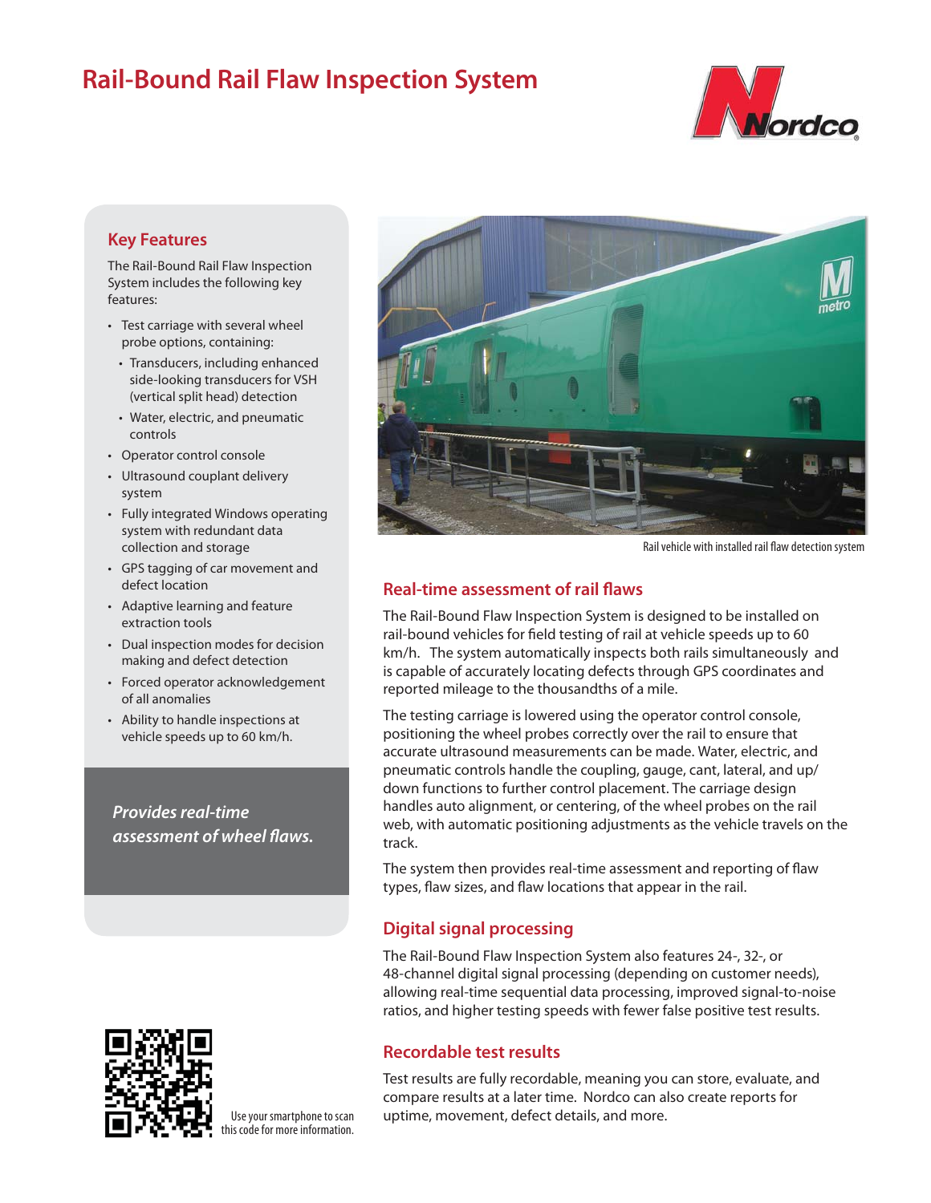# Rail-Bound Rail Flaw Inspection System

## Key Features

The Rail-Bound Rail Flaw Inspection System includes the following key features:

- Test carriage with several wheel probe options, containing:
  - Transducers, including enhanced side-looking transducers for VSH (vertical split head) detection
  - Water, electric, and pneumatic controls
- Operator control console
- Ultrasound couplant delivery system
- Fully integrated Windows operating system with redundant data collection and storage
- GPS tagging of car movement and defect location
- Adaptive learning and feature extraction tools
- Dual inspection modes for decision making and defect detection
- Forced operator acknowledgement of all anomalies
- Ability to handle inspections at vehicle speeds up to 60 km/h.

*Provides real-time assessment of wheel flaws.*

Use your smartphone to scan this code for more information.

Rail vehicle with installed rail flaw detection system

## Real-time assessment of rail flaws

The Rail-Bound Flaw Inspection System is designed to be installed on rail-bound vehicles for field testing of rail at vehicle speeds up to 60 km/h. The system automatically inspects both rails simultaneously and is capable of accurately locating defects through GPS coordinates and reported mileage to the thousandths of a mile.

The testing carriage is lowered using the operator control console, positioning the wheel probes correctly over the rail to ensure that accurate ultrasound measurements can be made. Water, electric, and pneumatic controls handle the coupling, gauge, cant, lateral, and up/down functions to further control placement. The carriage design handles auto alignment, or centering, of the wheel probes on the rail web, with automatic positioning adjustments as the vehicle travels on the track.

The system then provides real-time assessment and reporting of flaw types, flaw sizes, and flaw locations that appear in the rail.

## Digital signal processing

The Rail-Bound Flaw Inspection System also features 24-, 32-, or 48-channel digital signal processing (depending on customer needs), allowing real-time sequential data processing, improved signal-to-noise ratios, and higher testing speeds with fewer false positive test results.

## Recordable test results

Test results are fully recordable, meaning you can store, evaluate, and compare results at a later time. Nordco can also create reports for uptime, movement, defect details, and more.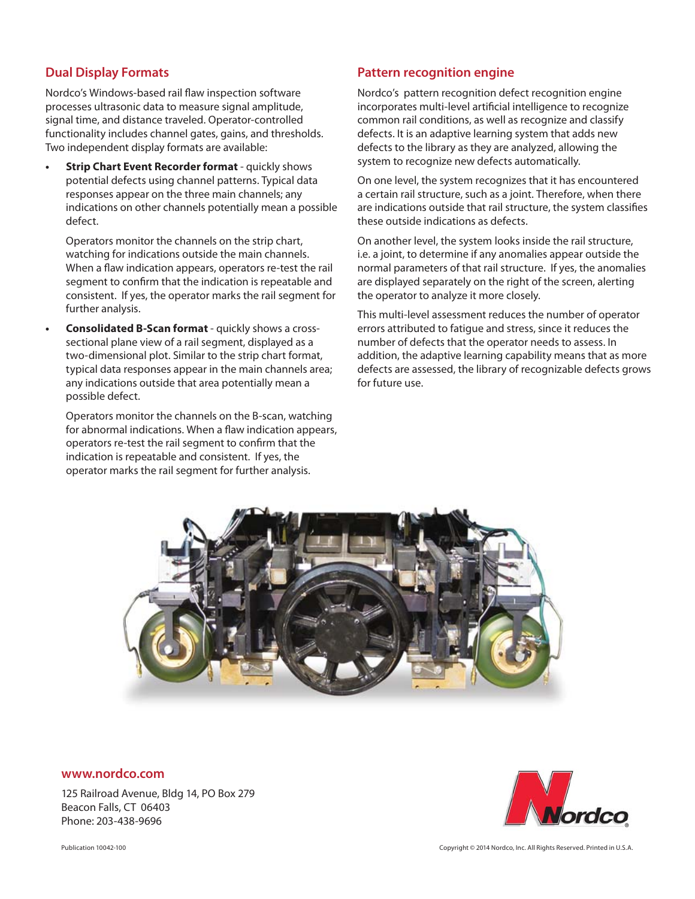## Dual Display Formats

Nordco's Windows-based rail flaw inspection software processes ultrasonic data to measure signal amplitude, signal time, and distance traveled. Operator-controlled functionality includes channel gates, gains, and thresholds. Two independent display formats are available:

- **Strip Chart Event Recorder format** - quickly shows potential defects using channel patterns. Typical data responses appear on the three main channels; any indications on other channels potentially mean a possible defect.

  Operators monitor the channels on the strip chart, watching for indications outside the main channels. When a flaw indication appears, operators re-test the rail segment to confirm that the indication is repeatable and consistent. If yes, the operator marks the rail segment for further analysis.

- **Consolidated B-Scan format** - quickly shows a cross-sectional plane view of a rail segment, displayed as a two-dimensional plot. Similar to the strip chart format, typical data responses appear in the main channels area; any indications outside that area potentially mean a possible defect.

  Operators monitor the channels on the B-scan, watching for abnormal indications. When a flaw indication appears, operators re-test the rail segment to confirm that the indication is repeatable and consistent. If yes, the operator marks the rail segment for further analysis.

## Pattern recognition engine

Nordco's pattern recognition defect recognition engine incorporates multi-level artificial intelligence to recognize common rail conditions, as well as recognize and classify defects. It is an adaptive learning system that adds new defects to the library as they are analyzed, allowing the system to recognize new defects automatically.

On one level, the system recognizes that it has encountered a certain rail structure, such as a joint. Therefore, when there are indications outside that rail structure, the system classifies these outside indications as defects.

On another level, the system looks inside the rail structure, i.e. a joint, to determine if any anomalies appear outside the normal parameters of that rail structure. If yes, the anomalies are displayed separately on the right of the screen, alerting the operator to analyze it more closely.

This multi-level assessment reduces the number of operator errors attributed to fatigue and stress, since it reduces the number of defects that the operator needs to assess. In addition, the adaptive learning capability means that as more defects are assessed, the library of recognizable defects grows for future use.

**www.nordco.com**

125 Railroad Avenue, Bldg 14, PO Box 279
Beacon Falls, CT 06403
Phone: 203-438-9696

Nordco

Publication 10042-100

Copyright © 2014 Nordco, Inc. All Rights Reserved. Printed in U.S.A.